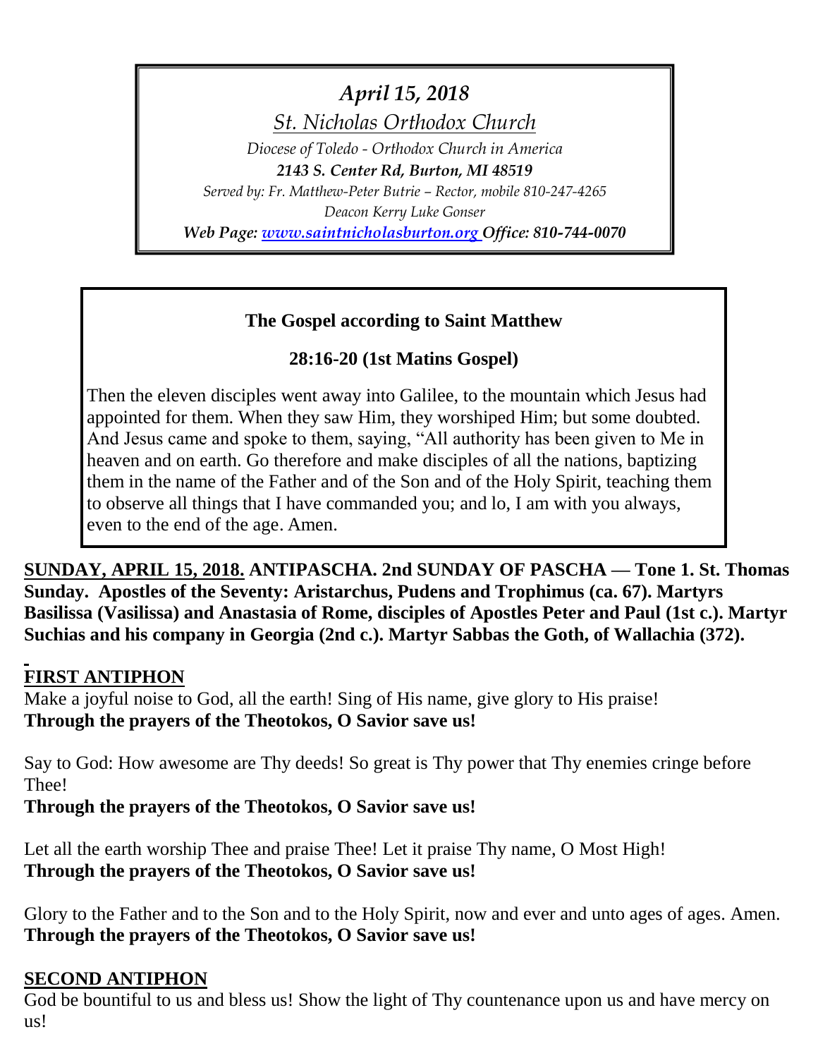*April 15, 2018*

*St. Nicholas Orthodox Church*

*Diocese of Toledo - Orthodox Church in America*

***2143 S. Center Rd, Burton, MI 48519***

*Served by: Fr. Matthew-Peter Butrie – Rector, mobile 810-247-4265*

*Deacon Kerry Luke Gonser*

***Web Page: [www.saintnicholasburton.org](http://www.saintnicholasburton.org) Office: 810-744-0070***

**The Gospel according to Saint Matthew**

**28:16-20 (1st Matins Gospel)**

Then the eleven disciples went away into Galilee, to the mountain which Jesus had appointed for them. When they saw Him, they worshiped Him; but some doubted. And Jesus came and spoke to them, saying, "All authority has been given to Me in heaven and on earth. Go therefore and make disciples of all the nations, baptizing them in the name of the Father and of the Son and of the Holy Spirit, teaching them to observe all things that I have commanded you; and lo, I am with you always, even to the end of the age. Amen.

**SUNDAY, APRIL 15, 2018. ANTIPASCHA. 2nd SUNDAY OF PASCHA — Tone 1. St. Thomas Sunday. Apostles of the Seventy: Aristarchus, Pudens and Trophimus (ca. 67). Martyrs Basilissa (Vasilissa) and Anastasia of Rome, disciples of Apostles Peter and Paul (1st c.). Martyr Suchias and his company in Georgia (2nd c.). Martyr Sabbas the Goth, of Wallachia (372).**

## FIRST ANTIPHON

Make a joyful noise to God, all the earth! Sing of His name, give glory to His praise!
**Through the prayers of the Theotokos, O Savior save us!**

Say to God: How awesome are Thy deeds! So great is Thy power that Thy enemies cringe before Thee!
**Through the prayers of the Theotokos, O Savior save us!**

Let all the earth worship Thee and praise Thee! Let it praise Thy name, O Most High!
**Through the prayers of the Theotokos, O Savior save us!**

Glory to the Father and to the Son and to the Holy Spirit, now and ever and unto ages of ages. Amen.
**Through the prayers of the Theotokos, O Savior save us!**

## SECOND ANTIPHON

God be bountiful to us and bless us! Show the light of Thy countenance upon us and have mercy on us!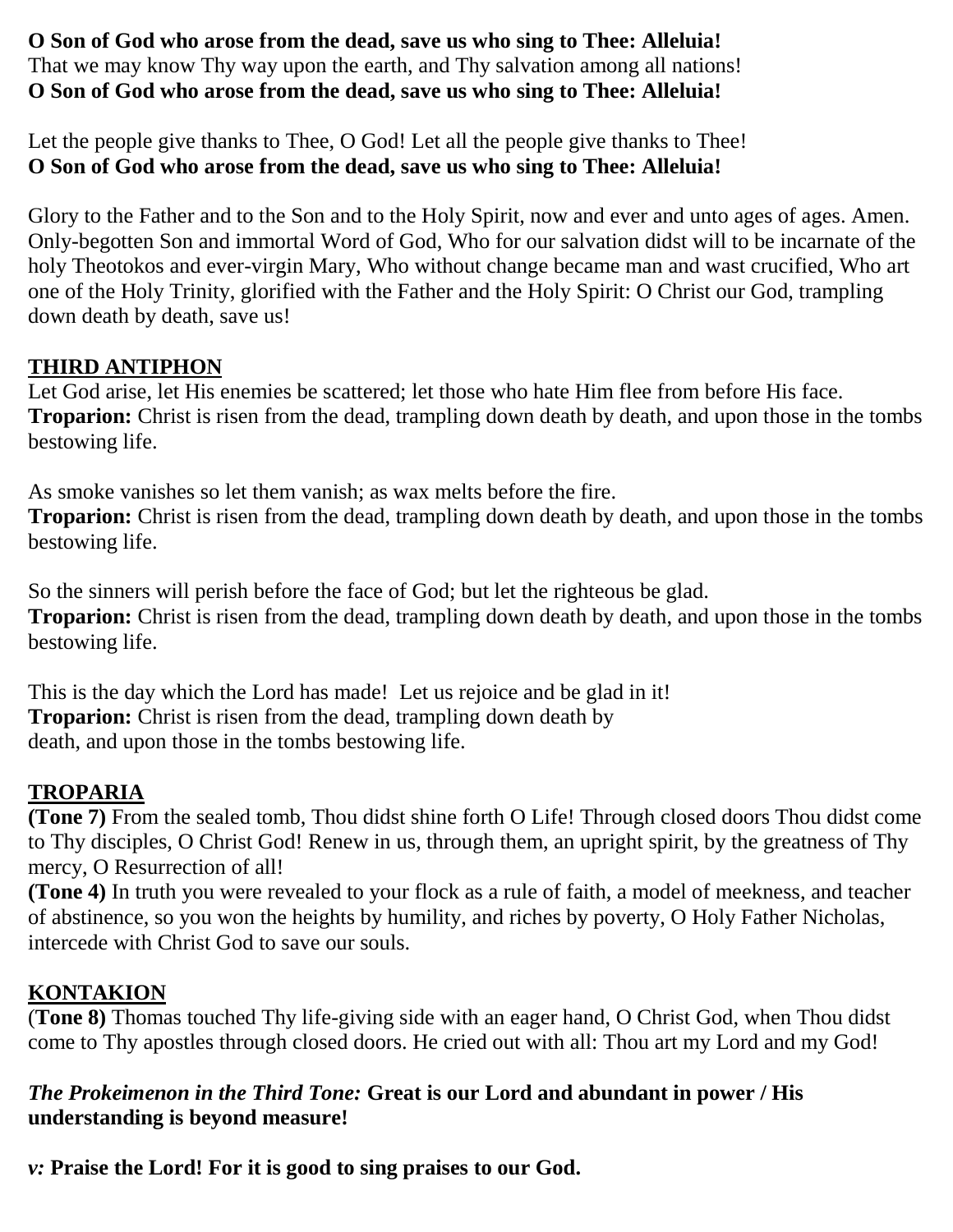**O Son of God who arose from the dead, save us who sing to Thee: Alleluia!**
That we may know Thy way upon the earth, and Thy salvation among all nations!
**O Son of God who arose from the dead, save us who sing to Thee: Alleluia!**

Let the people give thanks to Thee, O God! Let all the people give thanks to Thee!
**O Son of God who arose from the dead, save us who sing to Thee: Alleluia!**

Glory to the Father and to the Son and to the Holy Spirit, now and ever and unto ages of ages. Amen. Only-begotten Son and immortal Word of God, Who for our salvation didst will to be incarnate of the holy Theotokos and ever-virgin Mary, Who without change became man and wast crucified, Who art one of the Holy Trinity, glorified with the Father and the Holy Spirit: O Christ our God, trampling down death by death, save us!

## THIRD ANTIPHON

Let God arise, let His enemies be scattered; let those who hate Him flee from before His face.
**Troparion:** Christ is risen from the dead, trampling down death by death, and upon those in the tombs bestowing life.

As smoke vanishes so let them vanish; as wax melts before the fire.
**Troparion:** Christ is risen from the dead, trampling down death by death, and upon those in the tombs bestowing life.

So the sinners will perish before the face of God; but let the righteous be glad.
**Troparion:** Christ is risen from the dead, trampling down death by death, and upon those in the tombs bestowing life.

This is the day which the Lord has made! Let us rejoice and be glad in it!
**Troparion:** Christ is risen from the dead, trampling down death by death, and upon those in the tombs bestowing life.

## TROPARIA

**(Tone 7)** From the sealed tomb, Thou didst shine forth O Life! Through closed doors Thou didst come to Thy disciples, O Christ God! Renew in us, through them, an upright spirit, by the greatness of Thy mercy, O Resurrection of all!
**(Tone 4)** In truth you were revealed to your flock as a rule of faith, a model of meekness, and teacher of abstinence, so you won the heights by humility, and riches by poverty, O Holy Father Nicholas, intercede with Christ God to save our souls.

## KONTAKION

(**Tone 8)** Thomas touched Thy life-giving side with an eager hand, O Christ God, when Thou didst come to Thy apostles through closed doors. He cried out with all: Thou art my Lord and my God!

***The Prokeimenon in the Third Tone:*** **Great is our Lord and abundant in power / His understanding is beyond measure!**

***v:*** **Praise the Lord! For it is good to sing praises to our God.**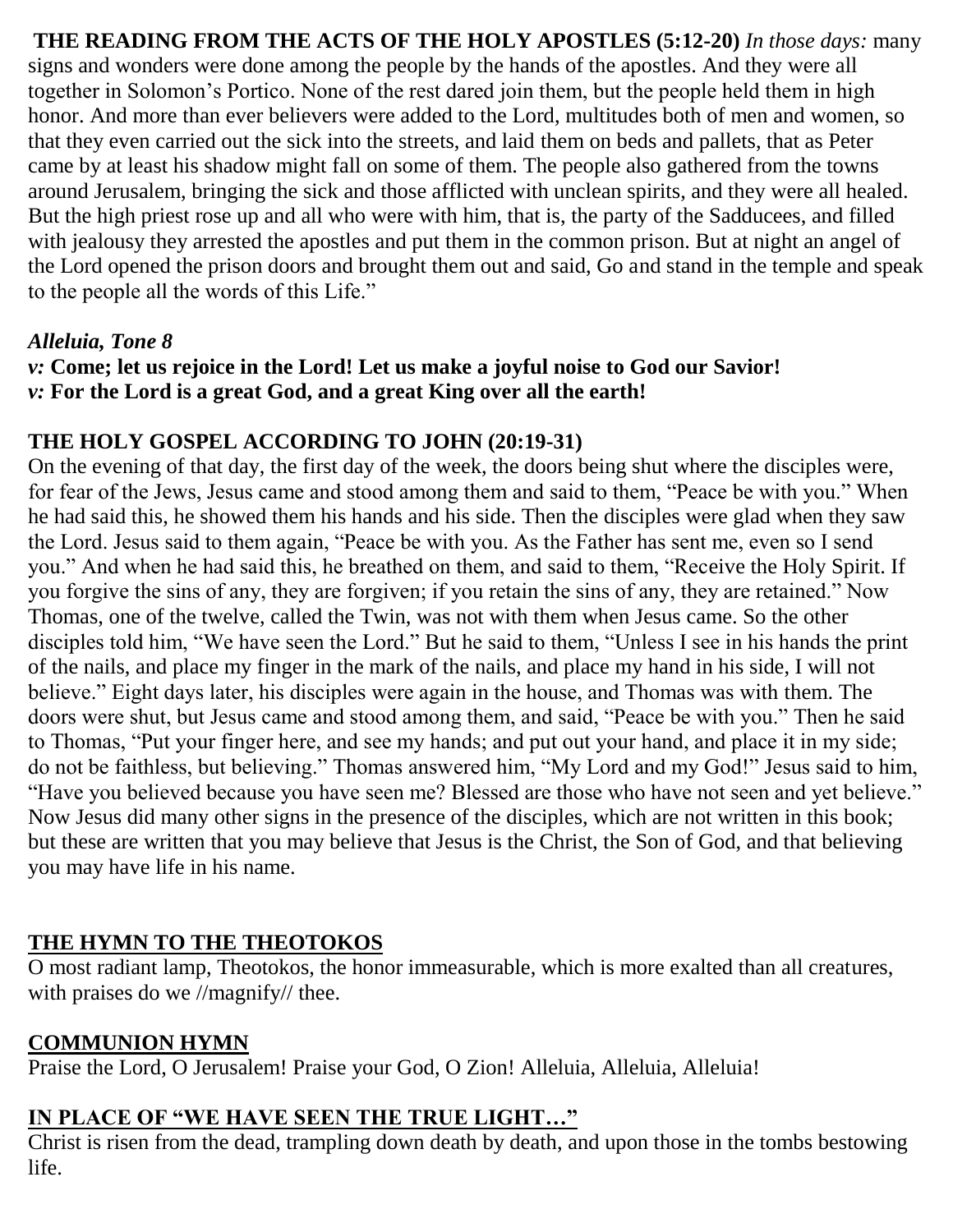**THE READING FROM THE ACTS OF THE HOLY APOSTLES (5:12-20)** *In those days:* many signs and wonders were done among the people by the hands of the apostles. And they were all together in Solomon's Portico. None of the rest dared join them, but the people held them in high honor. And more than ever believers were added to the Lord, multitudes both of men and women, so that they even carried out the sick into the streets, and laid them on beds and pallets, that as Peter came by at least his shadow might fall on some of them. The people also gathered from the towns around Jerusalem, bringing the sick and those afflicted with unclean spirits, and they were all healed. But the high priest rose up and all who were with him, that is, the party of the Sadducees, and filled with jealousy they arrested the apostles and put them in the common prison. But at night an angel of the Lord opened the prison doors and brought them out and said, Go and stand in the temple and speak to the people all the words of this Life."

***Alleluia, Tone 8***

***v:* Come; let us rejoice in the Lord! Let us make a joyful noise to God our Savior!**
***v:* For the Lord is a great God, and a great King over all the earth!**

**THE HOLY GOSPEL ACCORDING TO JOHN (20:19-31)**

On the evening of that day, the first day of the week, the doors being shut where the disciples were, for fear of the Jews, Jesus came and stood among them and said to them, "Peace be with you." When he had said this, he showed them his hands and his side. Then the disciples were glad when they saw the Lord. Jesus said to them again, "Peace be with you. As the Father has sent me, even so I send you." And when he had said this, he breathed on them, and said to them, "Receive the Holy Spirit. If you forgive the sins of any, they are forgiven; if you retain the sins of any, they are retained." Now Thomas, one of the twelve, called the Twin, was not with them when Jesus came. So the other disciples told him, "We have seen the Lord." But he said to them, "Unless I see in his hands the print of the nails, and place my finger in the mark of the nails, and place my hand in his side, I will not believe." Eight days later, his disciples were again in the house, and Thomas was with them. The doors were shut, but Jesus came and stood among them, and said, "Peace be with you." Then he said to Thomas, "Put your finger here, and see my hands; and put out your hand, and place it in my side; do not be faithless, but believing." Thomas answered him, "My Lord and my God!" Jesus said to him, "Have you believed because you have seen me? Blessed are those who have not seen and yet believe." Now Jesus did many other signs in the presence of the disciples, which are not written in this book; but these are written that you may believe that Jesus is the Christ, the Son of God, and that believing you may have life in his name.

**THE HYMN TO THE THEOTOKOS**

O most radiant lamp, Theotokos, the honor immeasurable, which is more exalted than all creatures, with praises do we //magnify// thee.

**COMMUNION HYMN**

Praise the Lord, O Jerusalem! Praise your God, O Zion! Alleluia, Alleluia, Alleluia!

**IN PLACE OF "WE HAVE SEEN THE TRUE LIGHT…"**

Christ is risen from the dead, trampling down death by death, and upon those in the tombs bestowing life.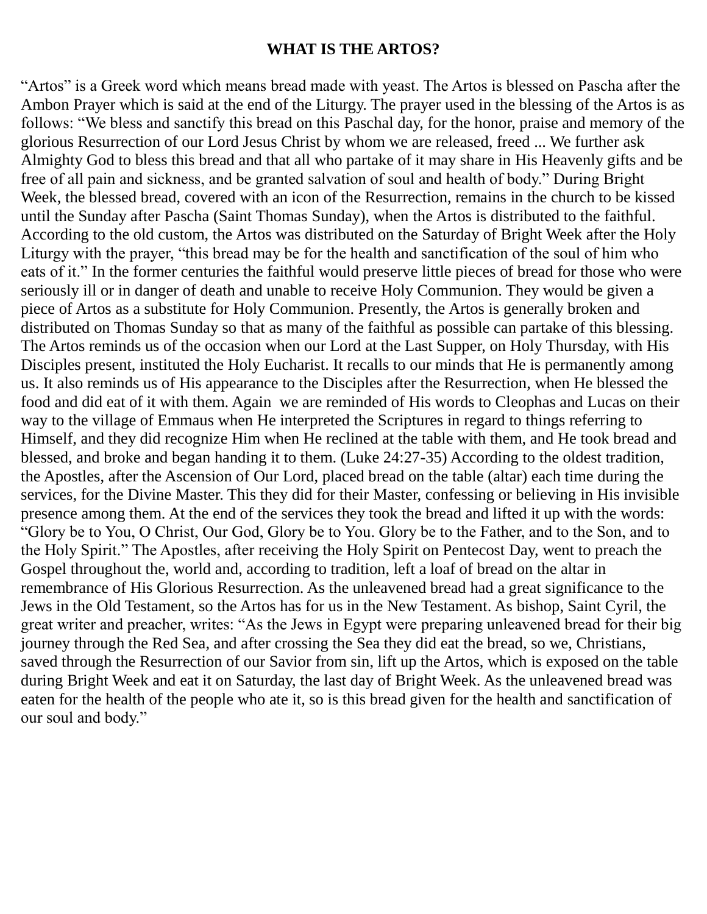**WHAT IS THE ARTOS?**

“Artos” is a Greek word which means bread made with yeast. The Artos is blessed on Pascha after the Ambon Prayer which is said at the end of the Liturgy. The prayer used in the blessing of the Artos is as follows: “We bless and sanctify this bread on this Paschal day, for the honor, praise and memory of the glorious Resurrection of our Lord Jesus Christ by whom we are released, freed ... We further ask Almighty God to bless this bread and that all who partake of it may share in His Heavenly gifts and be free of all pain and sickness, and be granted salvation of soul and health of body.” During Bright Week, the blessed bread, covered with an icon of the Resurrection, remains in the church to be kissed until the Sunday after Pascha (Saint Thomas Sunday), when the Artos is distributed to the faithful. According to the old custom, the Artos was distributed on the Saturday of Bright Week after the Holy Liturgy with the prayer, “this bread may be for the health and sanctification of the soul of him who eats of it.” In the former centuries the faithful would preserve little pieces of bread for those who were seriously ill or in danger of death and unable to receive Holy Communion. They would be given a piece of Artos as a substitute for Holy Communion. Presently, the Artos is generally broken and distributed on Thomas Sunday so that as many of the faithful as possible can partake of this blessing. The Artos reminds us of the occasion when our Lord at the Last Supper, on Holy Thursday, with His Disciples present, instituted the Holy Eucharist. It recalls to our minds that He is permanently among us. It also reminds us of His appearance to the Disciples after the Resurrection, when He blessed the food and did eat of it with them. Again  we are reminded of His words to Cleophas and Lucas on their way to the village of Emmaus when He interpreted the Scriptures in regard to things referring to Himself, and they did recognize Him when He reclined at the table with them, and He took bread and blessed, and broke and began handing it to them. (Luke 24:27-35) According to the oldest tradition, the Apostles, after the Ascension of Our Lord, placed bread on the table (altar) each time during the services, for the Divine Master. This they did for their Master, confessing or believing in His invisible presence among them. At the end of the services they took the bread and lifted it up with the words: “Glory be to You, O Christ, Our God, Glory be to You. Glory be to the Father, and to the Son, and to the Holy Spirit.” The Apostles, after receiving the Holy Spirit on Pentecost Day, went to preach the Gospel throughout the, world and, according to tradition, left a loaf of bread on the altar in remembrance of His Glorious Resurrection. As the unleavened bread had a great significance to the Jews in the Old Testament, so the Artos has for us in the New Testament. As bishop, Saint Cyril, the great writer and preacher, writes: “As the Jews in Egypt were preparing unleavened bread for their big journey through the Red Sea, and after crossing the Sea they did eat the bread, so we, Christians, saved through the Resurrection of our Savior from sin, lift up the Artos, which is exposed on the table during Bright Week and eat it on Saturday, the last day of Bright Week. As the unleavened bread was eaten for the health of the people who ate it, so is this bread given for the health and sanctification of our soul and body.”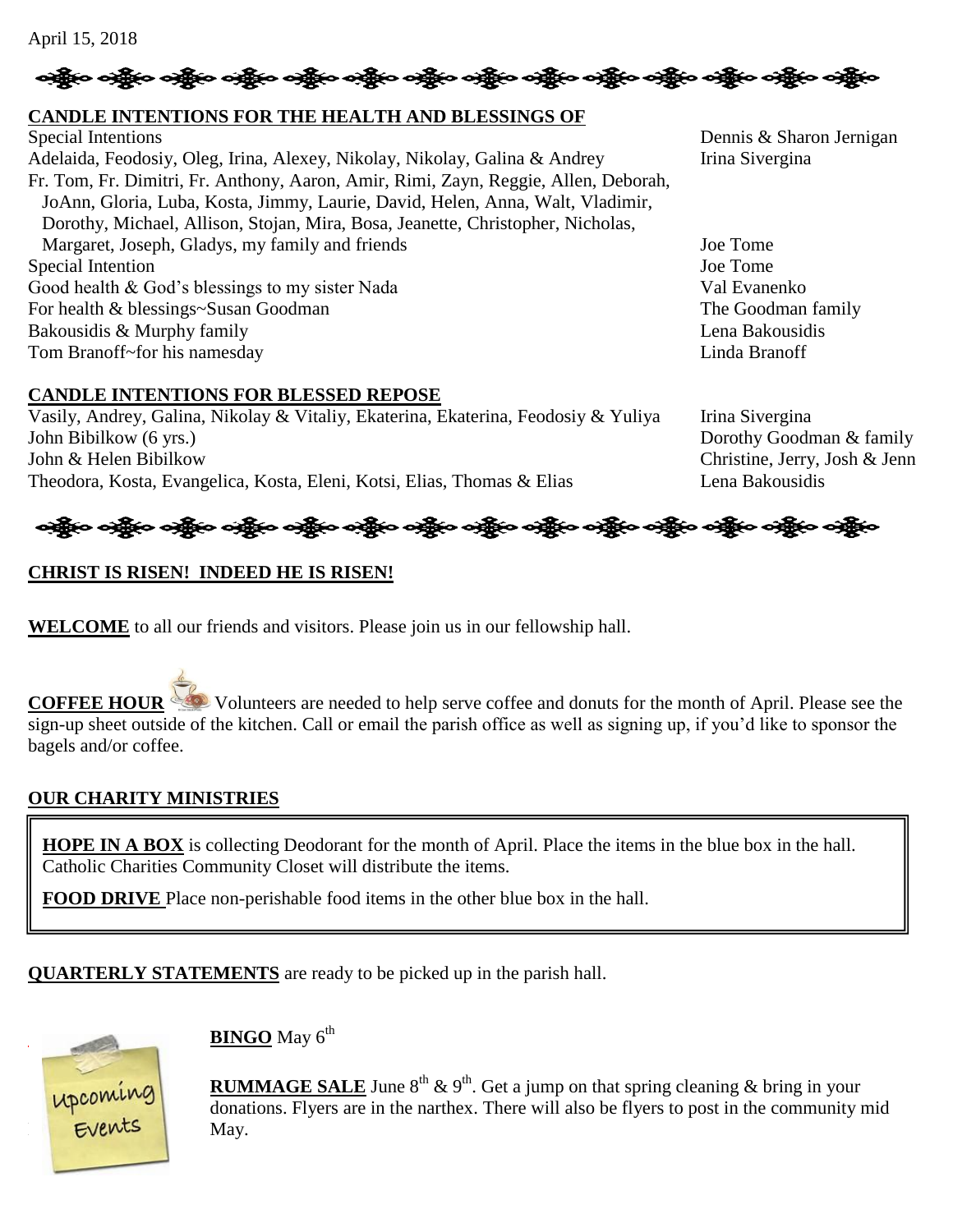April 15, 2018

## CANDLE INTENTIONS FOR THE HEALTH AND BLESSINGS OF

| Intention | Offered by |
|---|---|
| Special Intentions | Dennis & Sharon Jernigan |
| Adelaida, Feodosiy, Oleg, Irina, Alexey, Nikolay, Nikolay, Galina & Andrey | Irina Sivergina |
| Fr. Tom, Fr. Dimitri, Fr. Anthony, Aaron, Amir, Rimi, Zayn, Reggie, Allen, Deborah, JoAnn, Gloria, Luba, Kosta, Jimmy, Laurie, David, Helen, Anna, Walt, Vladimir, Dorothy, Michael, Allison, Stojan, Mira, Bosa, Jeanette, Christopher, Nicholas, Margaret, Joseph, Gladys, my family and friends | Joe Tome |
| Special Intention | Joe Tome |
| Good health & God's blessings to my sister Nada | Val Evanenko |
| For health & blessings~Susan Goodman | The Goodman family |
| Bakousidis & Murphy family | Lena Bakousidis |
| Tom Branoff~for his namesday | Linda Branoff |

## CANDLE INTENTIONS FOR BLESSED REPOSE

| Intention | Offered by |
|---|---|
| Vasily, Andrey, Galina, Nikolay & Vitaliy, Ekaterina, Ekaterina, Feodosiy & Yuliya | Irina Sivergina |
| John Bibilkow (6 yrs.) | Dorothy Goodman & family |
| John & Helen Bibilkow | Christine, Jerry, Josh & Jenn |
| Theodora, Kosta, Evangelica, Kosta, Eleni, Kotsi, Elias, Thomas & Elias | Lena Bakousidis |

## CHRIST IS RISEN! INDEED HE IS RISEN!

**WELCOME** to all our friends and visitors. Please join us in our fellowship hall.

**COFFEE HOUR** Volunteers are needed to help serve coffee and donuts for the month of April. Please see the sign-up sheet outside of the kitchen. Call or email the parish office as well as signing up, if you'd like to sponsor the bagels and/or coffee.

## OUR CHARITY MINISTRIES

**HOPE IN A BOX** is collecting Deodorant for the month of April. Place the items in the blue box in the hall. Catholic Charities Community Closet will distribute the items.

**FOOD DRIVE** Place non-perishable food items in the other blue box in the hall.

**QUARTERLY STATEMENTS** are ready to be picked up in the parish hall.

Upcoming Events

**BINGO** May 6th

**RUMMAGE SALE** June 8th & 9th. Get a jump on that spring cleaning & bring in your donations. Flyers are in the narthex. There will also be flyers to post in the community mid May.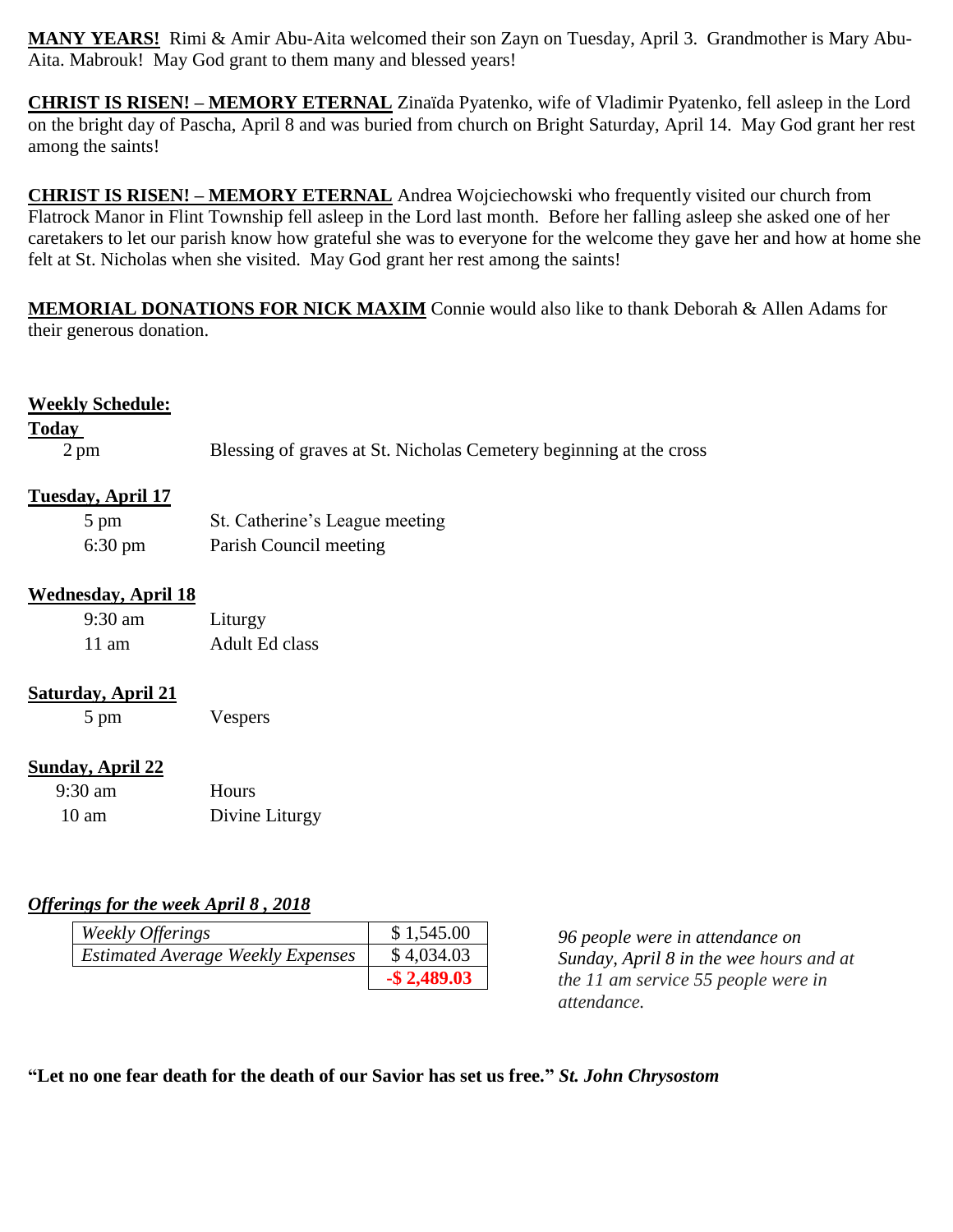**MANY YEARS!** Rimi & Amir Abu-Aita welcomed their son Zayn on Tuesday, April 3. Grandmother is Mary Abu-Aita. Mabrouk! May God grant to them many and blessed years!

**CHRIST IS RISEN! – MEMORY ETERNAL** Zinaïda Pyatenko, wife of Vladimir Pyatenko, fell asleep in the Lord on the bright day of Pascha, April 8 and was buried from church on Bright Saturday, April 14. May God grant her rest among the saints!

**CHRIST IS RISEN! – MEMORY ETERNAL** Andrea Wojciechowski who frequently visited our church from Flatrock Manor in Flint Township fell asleep in the Lord last month. Before her falling asleep she asked one of her caretakers to let our parish know how grateful she was to everyone for the welcome they gave her and how at home she felt at St. Nicholas when she visited. May God grant her rest among the saints!

**MEMORIAL DONATIONS FOR NICK MAXIM** Connie would also like to thank Deborah & Allen Adams for their generous donation.

**Weekly Schedule:**

**Today**

2 pm — Blessing of graves at St. Nicholas Cemetery beginning at the cross

**Tuesday, April 17**

5 pm — St. Catherine's League meeting

6:30 pm — Parish Council meeting

**Wednesday, April 18**

9:30 am — Liturgy

11 am — Adult Ed class

**Saturday, April 21**

5 pm — Vespers

**Sunday, April 22**

9:30 am — Hours

10 am — Divine Liturgy

***Offerings for the week April 8 , 2018***

| | |
|---|---|
| *Weekly Offerings* | $ 1,545.00 |
| *Estimated Average Weekly Expenses* | $ 4,034.03 |
| | **-$ 2,489.03** |

*96 people were in attendance on Sunday, April 8 in the wee hours and at the 11 am service 55 people were in attendance.*

**"Let no one fear death for the death of our Savior has set us free."** ***St. John Chrysostom***